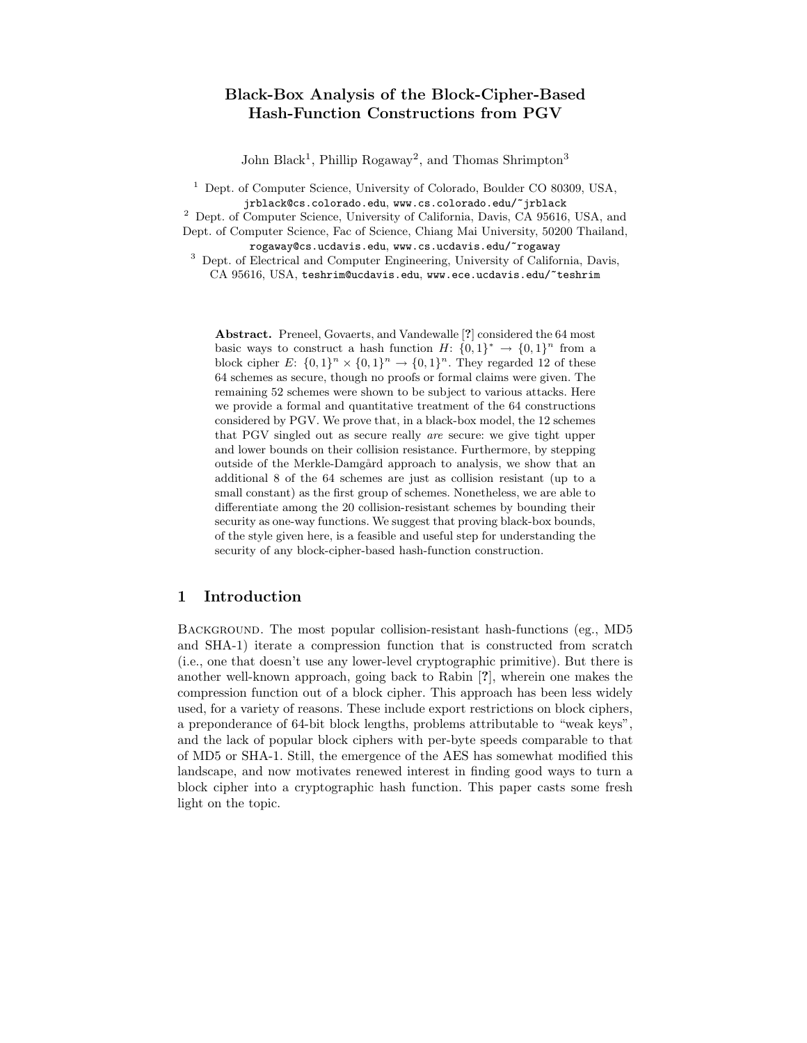# Black-Box Analysis of the Block-Cipher-Based Hash-Function Constructions from PGV

John Black[1], Phillip Rogaway[2], and Thomas Shrimpton[3]

[1] Dept. of Computer Science, University of Colorado, Boulder CO 80309, USA, jrblack@cs.colorado.edu, www.cs.colorado.edu/~jrblack

[2] Dept. of Computer Science, University of California, Davis, CA 95616, USA, and Dept. of Computer Science, Fac of Science, Chiang Mai University, 50200 Thailand, rogaway@cs.ucdavis.edu, www.cs.ucdavis.edu/~rogaway

[3] Dept. of Electrical and Computer Engineering, University of California, Davis, CA 95616, USA, teshrim@ucdavis.edu, www.ece.ucdavis.edu/~teshrim

**Abstract.** Preneel, Govaerts, and Vandewalle [?] considered the 64 most basic ways to construct a hash function $H: \{0,1\}^* \to \{0,1\}^n$ from a block cipher $E: \{0,1\}^n \times \{0,1\}^n \to \{0,1\}^n$. They regarded 12 of these 64 schemes as secure, though no proofs or formal claims were given. The remaining 52 schemes were shown to be subject to various attacks. Here we provide a formal and quantitative treatment of the 64 constructions considered by PGV. We prove that, in a black-box model, the 12 schemes that PGV singled out as secure really *are* secure: we give tight upper and lower bounds on their collision resistance. Furthermore, by stepping outside of the Merkle-Damgård approach to analysis, we show that an additional 8 of the 64 schemes are just as collision resistant (up to a small constant) as the first group of schemes. Nonetheless, we are able to differentiate among the 20 collision-resistant schemes by bounding their security as one-way functions. We suggest that proving black-box bounds, of the style given here, is a feasible and useful step for understanding the security of any block-cipher-based hash-function construction.

## 1 Introduction

BACKGROUND. The most popular collision-resistant hash-functions (eg., MD5 and SHA-1) iterate a compression function that is constructed from scratch (i.e., one that doesn't use any lower-level cryptographic primitive). But there is another well-known approach, going back to Rabin [?], wherein one makes the compression function out of a block cipher. This approach has been less widely used, for a variety of reasons. These include export restrictions on block ciphers, a preponderance of 64-bit block lengths, problems attributable to "weak keys", and the lack of popular block ciphers with per-byte speeds comparable to that of MD5 or SHA-1. Still, the emergence of the AES has somewhat modified this landscape, and now motivates renewed interest in finding good ways to turn a block cipher into a cryptographic hash function. This paper casts some fresh light on the topic.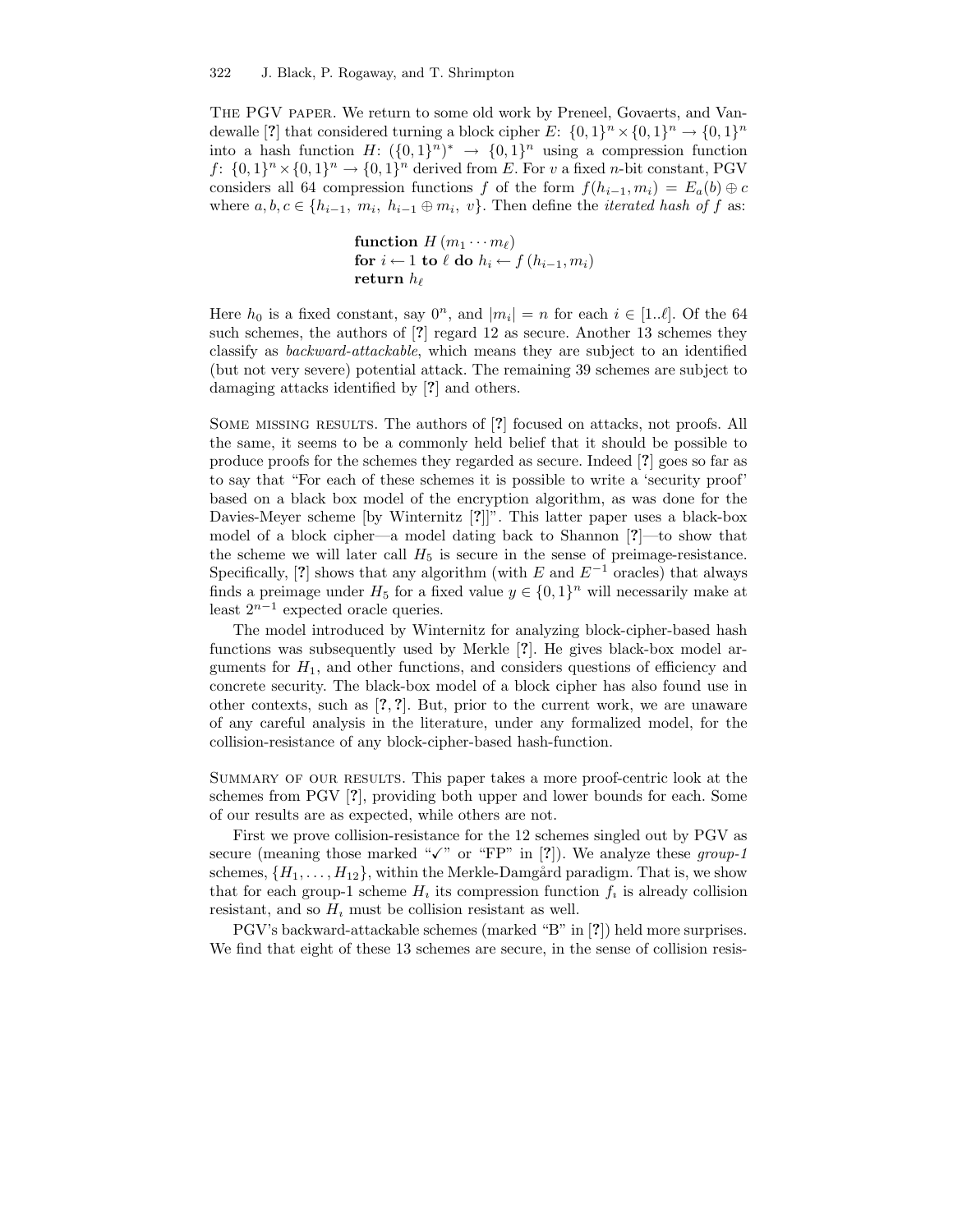**The PGV paper.** We return to some old work by Preneel, Govaerts, and Vandewalle [?] that considered turning a block cipher $E$: $\{0,1\}^n \times \{0,1\}^n \to \{0,1\}^n$ into a hash function $H$: $(\{0,1\}^n)^* \to \{0,1\}^n$ using a compression function $f$: $\{0,1\}^n \times \{0,1\}^n \to \{0,1\}^n$ derived from $E$. For $v$ a fixed $n$-bit constant, PGV considers all 64 compression functions $f$ of the form $f(h_{i-1}, m_i) = E_a(b) \oplus c$ where $a, b, c \in \{h_{i-1},\ m_i,\ h_{i-1} \oplus m_i,\ v\}$. Then define the *iterated hash of $f$* as:

$$
\begin{array}{l}
\textbf{function } H\,(m_1 \cdots m_\ell) \\
\textbf{for } i \leftarrow 1 \textbf{ to } \ell \textbf{ do } h_i \leftarrow f\,(h_{i-1}, m_i) \\
\textbf{return } h_\ell
\end{array}
$$

Here $h_0$ is a fixed constant, say $0^n$, and $|m_i| = n$ for each $i \in [1..\ell]$. Of the 64 such schemes, the authors of [?] regard 12 as secure. Another 13 schemes they classify as *backward-attackable*, which means they are subject to an identified (but not very severe) potential attack. The remaining 39 schemes are subject to damaging attacks identified by [?] and others.

**Some missing results.** The authors of [?] focused on attacks, not proofs. All the same, it seems to be a commonly held belief that it should be possible to produce proofs for the schemes they regarded as secure. Indeed [?] goes so far as to say that "For each of these schemes it is possible to write a 'security proof' based on a black box model of the encryption algorithm, as was done for the Davies-Meyer scheme [by Winternitz [?]]". This latter paper uses a black-box model of a block cipher—a model dating back to Shannon [?]—to show that the scheme we will later call $H_5$ is secure in the sense of preimage-resistance. Specifically, [?] shows that any algorithm (with $E$ and $E^{-1}$ oracles) that always finds a preimage under $H_5$ for a fixed value $y \in \{0,1\}^n$ will necessarily make at least $2^{n-1}$ expected oracle queries.

The model introduced by Winternitz for analyzing block-cipher-based hash functions was subsequently used by Merkle [?]. He gives black-box model arguments for $H_1$, and other functions, and considers questions of efficiency and concrete security. The black-box model of a block cipher has also found use in other contexts, such as [?, ?]. But, prior to the current work, we are unaware of any careful analysis in the literature, under any formalized model, for the collision-resistance of any block-cipher-based hash-function.

**Summary of our results.** This paper takes a more proof-centric look at the schemes from PGV [?], providing both upper and lower bounds for each. Some of our results are as expected, while others are not.

First we prove collision-resistance for the 12 schemes singled out by PGV as secure (meaning those marked "✓" or "FP" in [?]). We analyze these *group-1* schemes, $\{H_1, \ldots, H_{12}\}$, within the Merkle-Damgård paradigm. That is, we show that for each group-1 scheme $H_\imath$ its compression function $f_\imath$ is already collision resistant, and so $H_\imath$ must be collision resistant as well.

PGV's backward-attackable schemes (marked "B" in [?]) held more surprises. We find that eight of these 13 schemes are secure, in the sense of collision resis-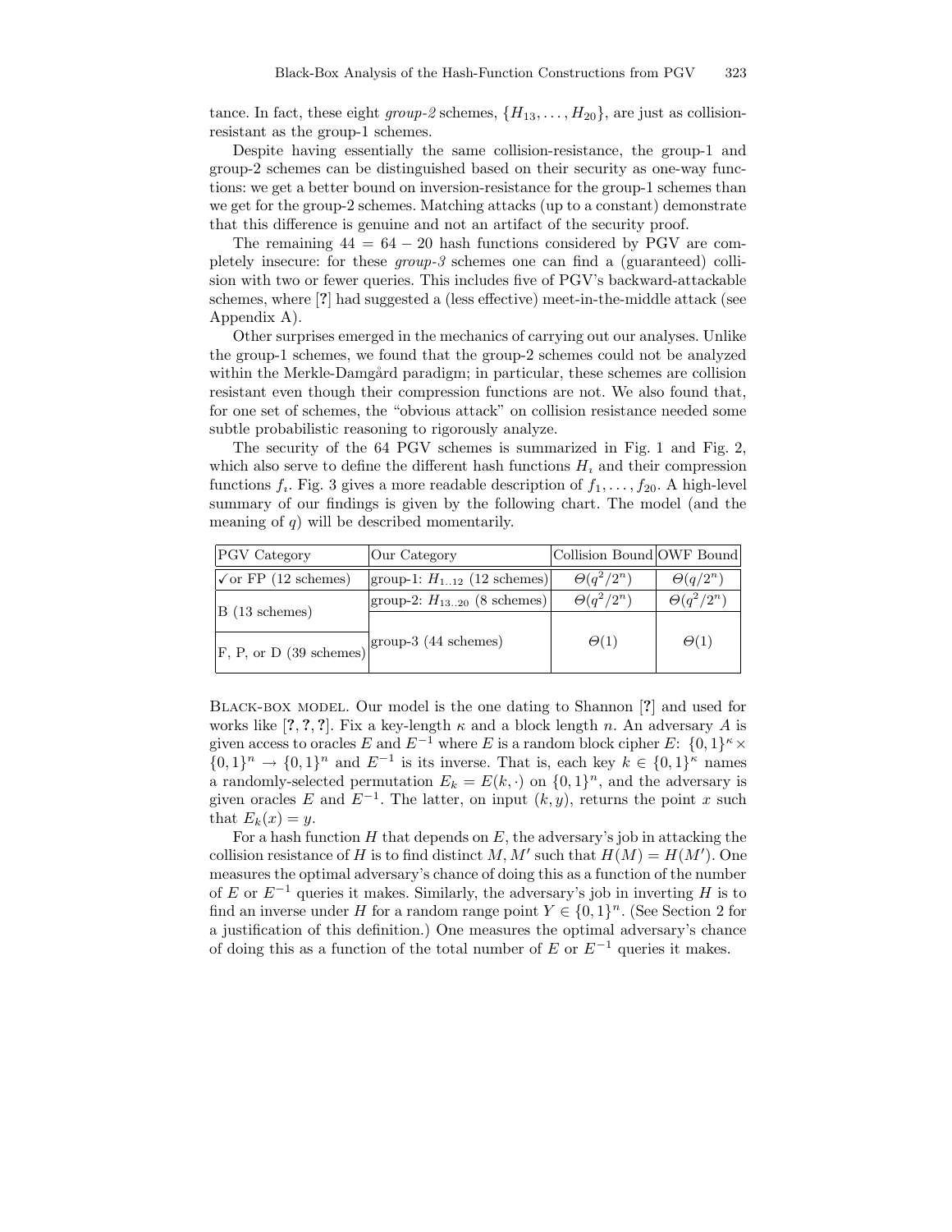tance. In fact, these eight *group-2* schemes, $\{H_{13}, \ldots, H_{20}\}$, are just as collision-resistant as the group-1 schemes.

Despite having essentially the same collision-resistance, the group-1 and group-2 schemes can be distinguished based on their security as one-way functions: we get a better bound on inversion-resistance for the group-1 schemes than we get for the group-2 schemes. Matching attacks (up to a constant) demonstrate that this difference is genuine and not an artifact of the security proof.

The remaining $44 = 64 - 20$ hash functions considered by PGV are completely insecure: for these *group-3* schemes one can find a (guaranteed) collision with two or fewer queries. This includes five of PGV's backward-attackable schemes, where [?] had suggested a (less effective) meet-in-the-middle attack (see Appendix A).

Other surprises emerged in the mechanics of carrying out our analyses. Unlike the group-1 schemes, we found that the group-2 schemes could not be analyzed within the Merkle-Damgård paradigm; in particular, these schemes are collision resistant even though their compression functions are not. We also found that, for one set of schemes, the "obvious attack" on collision resistance needed some subtle probabilistic reasoning to rigorously analyze.

The security of the 64 PGV schemes is summarized in Fig. 1 and Fig. 2, which also serve to define the different hash functions $H_\imath$ and their compression functions $f_\imath$. Fig. 3 gives a more readable description of $f_1, \ldots, f_{20}$. A high-level summary of our findings is given by the following chart. The model (and the meaning of $q$) will be described momentarily.

| PGV Category | Our Category | Collision Bound | OWF Bound |
|---|---|---|---|
| ✓or FP (12 schemes) | group-1: $H_{1..12}$ (12 schemes) | $\Theta(q^2/2^n)$ | $\Theta(q/2^n)$ |
| B (13 schemes) | group-2: $H_{13..20}$ (8 schemes) | $\Theta(q^2/2^n)$ | $\Theta(q^2/2^n)$ |
| F, P, or D (39 schemes) | group-3 (44 schemes) | $\Theta(1)$ | $\Theta(1)$ |

Black-box model. Our model is the one dating to Shannon [?] and used for works like [?, ?, ?]. Fix a key-length $\kappa$ and a block length $n$. An adversary $A$ is given access to oracles $E$ and $E^{-1}$ where $E$ is a random block cipher $E\colon \{0,1\}^\kappa \times \{0,1\}^n \to \{0,1\}^n$ and $E^{-1}$ is its inverse. That is, each key $k \in \{0,1\}^\kappa$ names a randomly-selected permutation $E_k = E(k, \cdot)$ on $\{0,1\}^n$, and the adversary is given oracles $E$ and $E^{-1}$. The latter, on input $(k, y)$, returns the point $x$ such that $E_k(x) = y$.

For a hash function $H$ that depends on $E$, the adversary's job in attacking the collision resistance of $H$ is to find distinct $M, M'$ such that $H(M) = H(M')$. One measures the optimal adversary's chance of doing this as a function of the number of $E$ or $E^{-1}$ queries it makes. Similarly, the adversary's job in inverting $H$ is to find an inverse under $H$ for a random range point $Y \in \{0,1\}^n$. (See Section 2 for a justification of this definition.) One measures the optimal adversary's chance of doing this as a function of the total number of $E$ or $E^{-1}$ queries it makes.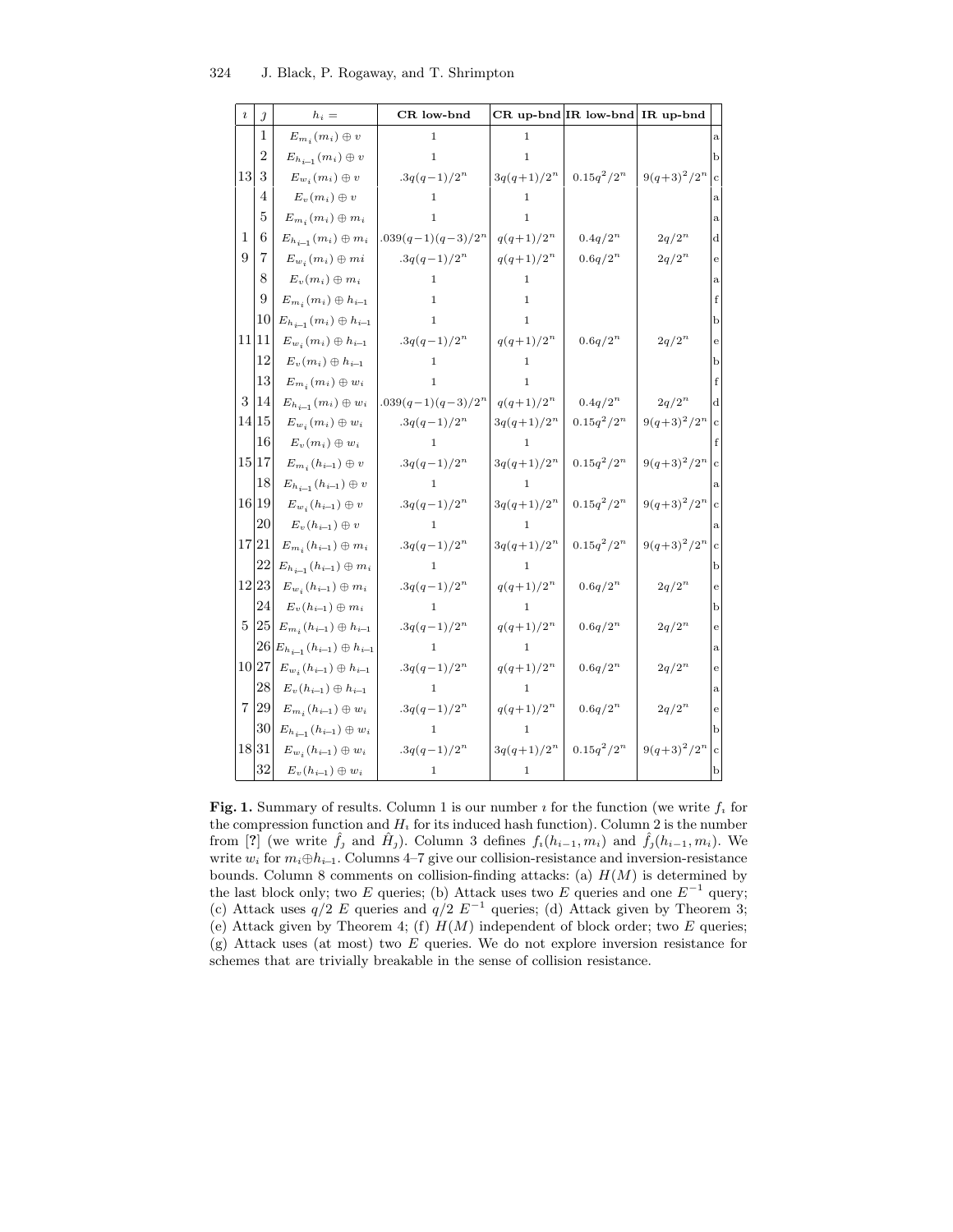| $\imath$ | $\jmath$ | $h_i =$ | **CR low-bnd** | **CR up-bnd** | **IR low-bnd** | **IR up-bnd** | |
|---|---|---|---|---|---|---|---|
| | 1 | $E_{m_i}(m_i) \oplus v$ | 1 | 1 | | | a |
| | 2 | $E_{h_{i-1}}(m_i) \oplus v$ | 1 | 1 | | | b |
| 13 | 3 | $E_{w_i}(m_i) \oplus v$ | $.3q(q-1)/2^n$ | $3q(q+1)/2^n$ | $0.15q^2/2^n$ | $9(q+3)^2/2^n$ | c |
| | 4 | $E_v(m_i) \oplus v$ | 1 | 1 | | | a |
| | 5 | $E_{m_i}(m_i) \oplus m_i$ | 1 | 1 | | | a |
| 1 | 6 | $E_{h_{i-1}}(m_i) \oplus m_i$ | $.039(q-1)(q-3)/2^n$ | $q(q+1)/2^n$ | $0.4q/2^n$ | $2q/2^n$ | d |
| 9 | 7 | $E_{w_i}(m_i) \oplus mi$ | $.3q(q-1)/2^n$ | $q(q+1)/2^n$ | $0.6q/2^n$ | $2q/2^n$ | e |
| | 8 | $E_v(m_i) \oplus m_i$ | 1 | 1 | | | a |
| | 9 | $E_{m_i}(m_i) \oplus h_{i-1}$ | 1 | 1 | | | f |
| | 10 | $E_{h_{i-1}}(m_i) \oplus h_{i-1}$ | 1 | 1 | | | b |
| 11 | 11 | $E_{w_i}(m_i) \oplus h_{i-1}$ | $.3q(q-1)/2^n$ | $q(q+1)/2^n$ | $0.6q/2^n$ | $2q/2^n$ | e |
| | 12 | $E_v(m_i) \oplus h_{i-1}$ | 1 | 1 | | | b |
| | 13 | $E_{m_i}(m_i) \oplus w_i$ | 1 | 1 | | | f |
| 3 | 14 | $E_{h_{i-1}}(m_i) \oplus w_i$ | $.039(q-1)(q-3)/2^n$ | $q(q+1)/2^n$ | $0.4q/2^n$ | $2q/2^n$ | d |
| 14 | 15 | $E_{w_i}(m_i) \oplus w_i$ | $.3q(q-1)/2^n$ | $3q(q+1)/2^n$ | $0.15q^2/2^n$ | $9(q+3)^2/2^n$ | c |
| | 16 | $E_v(m_i) \oplus w_i$ | 1 | 1 | | | f |
| 15 | 17 | $E_{m_i}(h_{i-1}) \oplus v$ | $.3q(q-1)/2^n$ | $3q(q+1)/2^n$ | $0.15q^2/2^n$ | $9(q+3)^2/2^n$ | c |
| | 18 | $E_{h_{i-1}}(h_{i-1}) \oplus v$ | 1 | 1 | | | a |
| 16 | 19 | $E_{w_i}(h_{i-1}) \oplus v$ | $.3q(q-1)/2^n$ | $3q(q+1)/2^n$ | $0.15q^2/2^n$ | $9(q+3)^2/2^n$ | c |
| | 20 | $E_v(h_{i-1}) \oplus v$ | 1 | 1 | | | a |
| 17 | 21 | $E_{m_i}(h_{i-1}) \oplus m_i$ | $.3q(q-1)/2^n$ | $3q(q+1)/2^n$ | $0.15q^2/2^n$ | $9(q+3)^2/2^n$ | c |
| | 22 | $E_{h_{i-1}}(h_{i-1}) \oplus m_i$ | 1 | 1 | | | b |
| 12 | 23 | $E_{w_i}(h_{i-1}) \oplus m_i$ | $.3q(q-1)/2^n$ | $q(q+1)/2^n$ | $0.6q/2^n$ | $2q/2^n$ | e |
| | 24 | $E_v(h_{i-1}) \oplus m_i$ | 1 | 1 | | | b |
| 5 | 25 | $E_{m_i}(h_{i-1}) \oplus h_{i-1}$ | $.3q(q-1)/2^n$ | $q(q+1)/2^n$ | $0.6q/2^n$ | $2q/2^n$ | e |
| | 26 | $E_{h_{i-1}}(h_{i-1}) \oplus h_{i-1}$ | 1 | 1 | | | a |
| 10 | 27 | $E_{w_i}(h_{i-1}) \oplus h_{i-1}$ | $.3q(q-1)/2^n$ | $q(q+1)/2^n$ | $0.6q/2^n$ | $2q/2^n$ | e |
| | 28 | $E_v(h_{i-1}) \oplus h_{i-1}$ | 1 | 1 | | | a |
| 7 | 29 | $E_{m_i}(h_{i-1}) \oplus w_i$ | $.3q(q-1)/2^n$ | $q(q+1)/2^n$ | $0.6q/2^n$ | $2q/2^n$ | e |
| | 30 | $E_{h_{i-1}}(h_{i-1}) \oplus w_i$ | 1 | 1 | | | b |
| 18 | 31 | $E_{w_i}(h_{i-1}) \oplus w_i$ | $.3q(q-1)/2^n$ | $3q(q+1)/2^n$ | $0.15q^2/2^n$ | $9(q+3)^2/2^n$ | c |
| | 32 | $E_v(h_{i-1}) \oplus w_i$ | 1 | 1 | | | b |

**Fig. 1.** Summary of results. Column 1 is our number $\imath$ for the function (we write $f_\imath$ for the compression function and $H_\imath$ for its induced hash function). Column 2 is the number from [?] (we write $\hat{f}_\jmath$ and $\hat{H}_\jmath$). Column 3 defines $f_\imath(h_{i-1}, m_i)$ and $\hat{f}_\jmath(h_{i-1}, m_i)$. We write $w_i$ for $m_i \oplus h_{i-1}$. Columns 4–7 give our collision-resistance and inversion-resistance bounds. Column 8 comments on collision-finding attacks: (a) $H(M)$ is determined by the last block only; two $E$ queries; (b) Attack uses two $E$ queries and one $E^{-1}$ query; (c) Attack uses $q/2$ $E$ queries and $q/2$ $E^{-1}$ queries; (d) Attack given by Theorem 3; (e) Attack given by Theorem 4; (f) $H(M)$ independent of block order; two $E$ queries; (g) Attack uses (at most) two $E$ queries. We do not explore inversion resistance for schemes that are trivially breakable in the sense of collision resistance.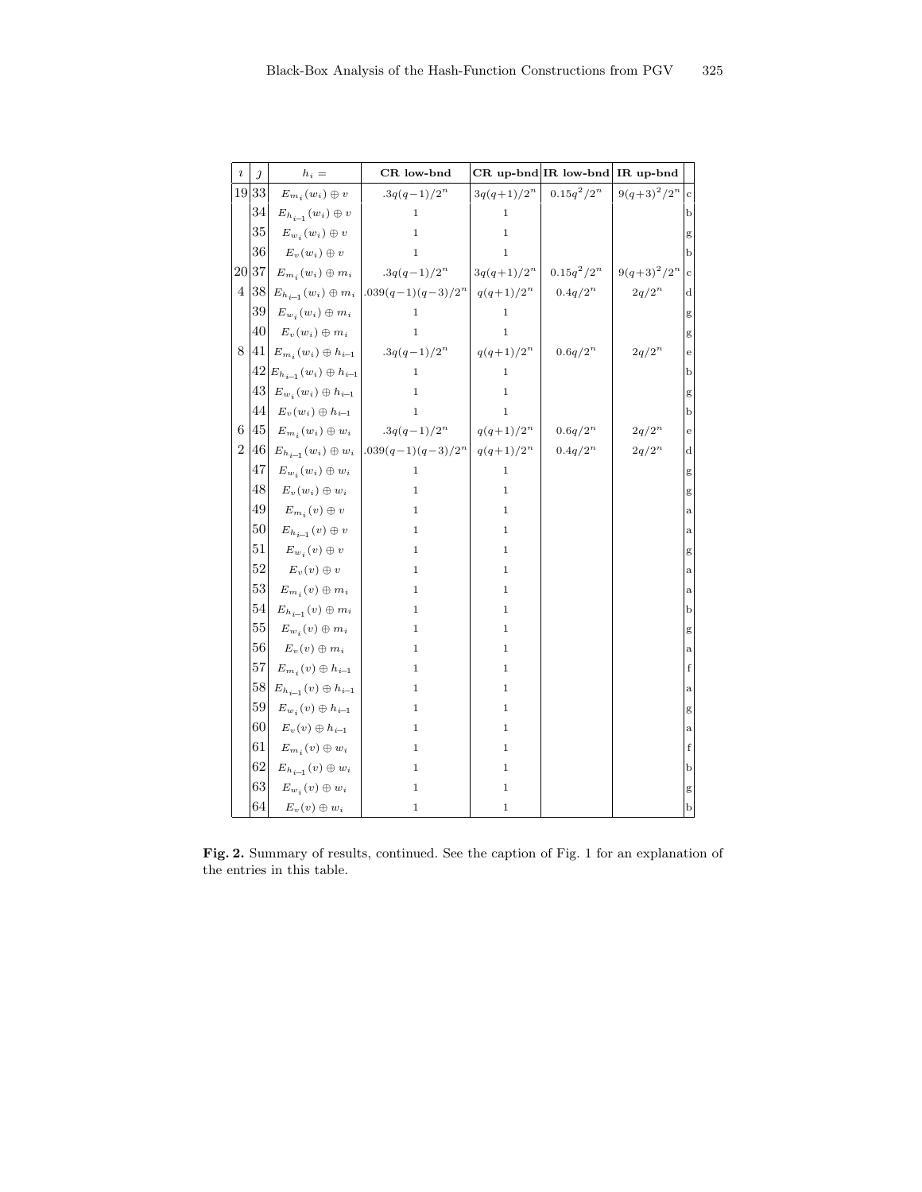| $\imath$ | $\jmath$ | $h_i =$ | **CR low-bnd** | **CR up-bnd** | **IR low-bnd** | **IR up-bnd** | |
|---|---|---|---|---|---|---|---|
| 19 | 33 | $E_{m_i}(w_i) \oplus v$ | $.3q(q-1)/2^n$ | $3q(q+1)/2^n$ | $0.15q^2/2^n$ | $9(q+3)^2/2^n$ | c |
| | 34 | $E_{h_{i-1}}(w_i) \oplus v$ | 1 | 1 | | | b |
| | 35 | $E_{w_i}(w_i) \oplus v$ | 1 | 1 | | | g |
| | 36 | $E_v(w_i) \oplus v$ | 1 | 1 | | | b |
| 20 | 37 | $E_{m_i}(w_i) \oplus m_i$ | $.3q(q-1)/2^n$ | $3q(q+1)/2^n$ | $0.15q^2/2^n$ | $9(q+3)^2/2^n$ | c |
| 4 | 38 | $E_{h_{i-1}}(w_i) \oplus m_i$ | $.039(q-1)(q-3)/2^n$ | $q(q+1)/2^n$ | $0.4q/2^n$ | $2q/2^n$ | d |
| | 39 | $E_{w_i}(w_i) \oplus m_i$ | 1 | 1 | | | g |
| | 40 | $E_v(w_i) \oplus m_i$ | 1 | 1 | | | g |
| 8 | 41 | $E_{m_i}(w_i) \oplus h_{i-1}$ | $.3q(q-1)/2^n$ | $q(q+1)/2^n$ | $0.6q/2^n$ | $2q/2^n$ | e |
| | 42 | $E_{h_{i-1}}(w_i) \oplus h_{i-1}$ | 1 | 1 | | | b |
| | 43 | $E_{w_i}(w_i) \oplus h_{i-1}$ | 1 | 1 | | | g |
| | 44 | $E_v(w_i) \oplus h_{i-1}$ | 1 | 1 | | | b |
| 6 | 45 | $E_{m_i}(w_i) \oplus w_i$ | $.3q(q-1)/2^n$ | $q(q+1)/2^n$ | $0.6q/2^n$ | $2q/2^n$ | e |
| 2 | 46 | $E_{h_{i-1}}(w_i) \oplus w_i$ | $.039(q-1)(q-3)/2^n$ | $q(q+1)/2^n$ | $0.4q/2^n$ | $2q/2^n$ | d |
| | 47 | $E_{w_i}(w_i) \oplus w_i$ | 1 | 1 | | | g |
| | 48 | $E_v(w_i) \oplus w_i$ | 1 | 1 | | | g |
| | 49 | $E_{m_i}(v) \oplus v$ | 1 | 1 | | | a |
| | 50 | $E_{h_{i-1}}(v) \oplus v$ | 1 | 1 | | | a |
| | 51 | $E_{w_i}(v) \oplus v$ | 1 | 1 | | | g |
| | 52 | $E_v(v) \oplus v$ | 1 | 1 | | | a |
| | 53 | $E_{m_i}(v) \oplus m_i$ | 1 | 1 | | | a |
| | 54 | $E_{h_{i-1}}(v) \oplus m_i$ | 1 | 1 | | | b |
| | 55 | $E_{w_i}(v) \oplus m_i$ | 1 | 1 | | | g |
| | 56 | $E_v(v) \oplus m_i$ | 1 | 1 | | | a |
| | 57 | $E_{m_i}(v) \oplus h_{i-1}$ | 1 | 1 | | | f |
| | 58 | $E_{h_{i-1}}(v) \oplus h_{i-1}$ | 1 | 1 | | | a |
| | 59 | $E_{w_i}(v) \oplus h_{i-1}$ | 1 | 1 | | | g |
| | 60 | $E_v(v) \oplus h_{i-1}$ | 1 | 1 | | | a |
| | 61 | $E_{m_i}(v) \oplus w_i$ | 1 | 1 | | | f |
| | 62 | $E_{h_{i-1}}(v) \oplus w_i$ | 1 | 1 | | | b |
| | 63 | $E_{w_i}(v) \oplus w_i$ | 1 | 1 | | | g |
| | 64 | $E_v(v) \oplus w_i$ | 1 | 1 | | | b |

**Fig. 2.** Summary of results, continued. See the caption of Fig. 1 for an explanation of the entries in this table.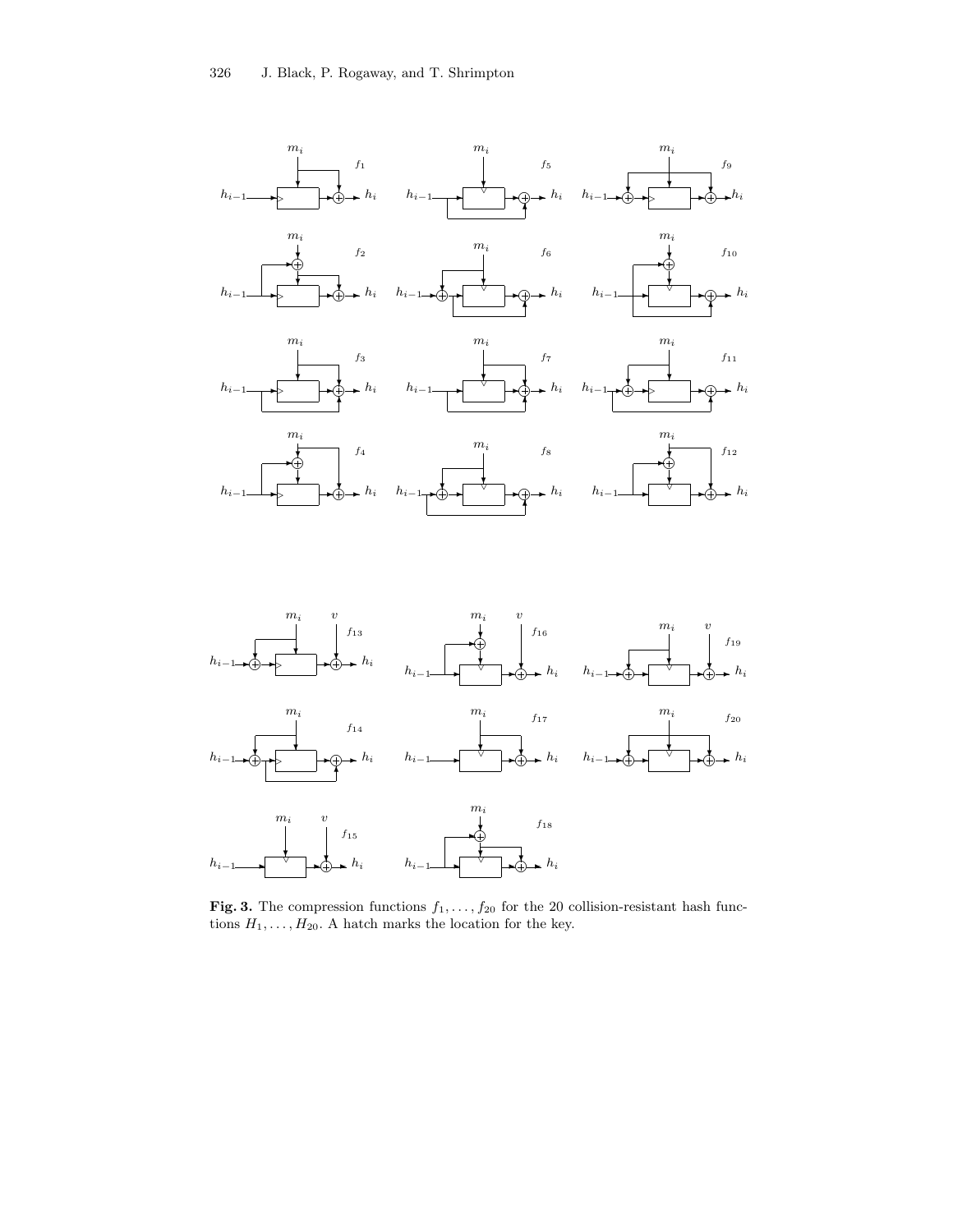**Fig. 3.** The compression functions $f_1, \ldots, f_{20}$ for the 20 collision-resistant hash functions $H_1, \ldots, H_{20}$. A hatch marks the location for the key.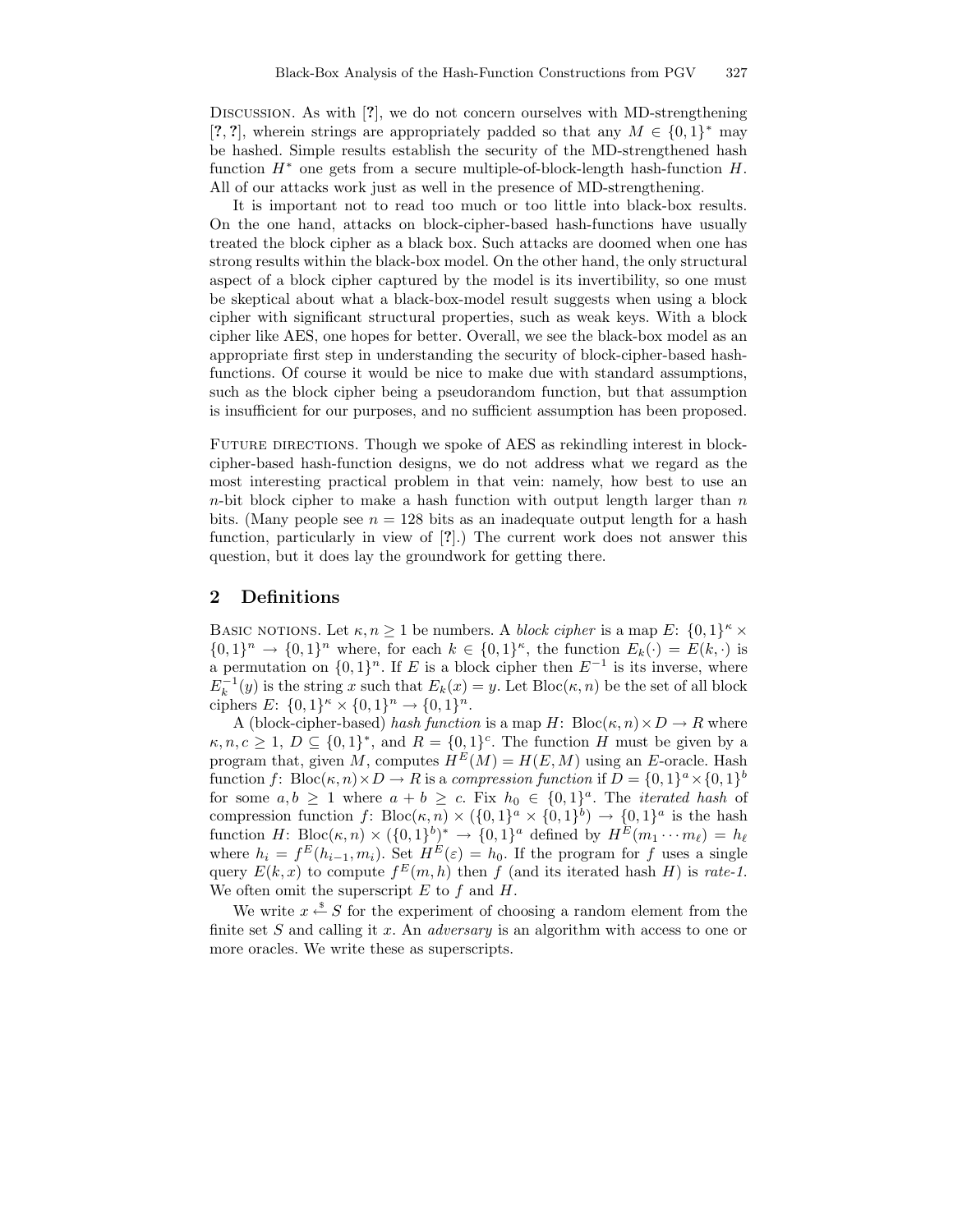**Discussion.** As with [?], we do not concern ourselves with MD-strengthening [?, ?], wherein strings are appropriately padded so that any $M \in \{0,1\}^*$ may be hashed. Simple results establish the security of the MD-strengthened hash function $H^*$ one gets from a secure multiple-of-block-length hash-function $H$. All of our attacks work just as well in the presence of MD-strengthening.

It is important not to read too much or too little into black-box results. On the one hand, attacks on block-cipher-based hash-functions have usually treated the block cipher as a black box. Such attacks are doomed when one has strong results within the black-box model. On the other hand, the only structural aspect of a block cipher captured by the model is its invertibility, so one must be skeptical about what a black-box-model result suggests when using a block cipher with significant structural properties, such as weak keys. With a block cipher like AES, one hopes for better. Overall, we see the black-box model as an appropriate first step in understanding the security of block-cipher-based hash-functions. Of course it would be nice to make due with standard assumptions, such as the block cipher being a pseudorandom function, but that assumption is insufficient for our purposes, and no sufficient assumption has been proposed.

**Future directions.** Though we spoke of AES as rekindling interest in block-cipher-based hash-function designs, we do not address what we regard as the most interesting practical problem in that vein: namely, how best to use an $n$-bit block cipher to make a hash function with output length larger than $n$ bits. (Many people see $n = 128$ bits as an inadequate output length for a hash function, particularly in view of [?].) The current work does not answer this question, but it does lay the groundwork for getting there.

## 2 Definitions

**Basic notions.** Let $\kappa, n \geq 1$ be numbers. A *block cipher* is a map $E\colon \{0,1\}^\kappa \times \{0,1\}^n \to \{0,1\}^n$ where, for each $k \in \{0,1\}^\kappa$, the function $E_k(\cdot) = E(k, \cdot)$ is a permutation on $\{0,1\}^n$. If $E$ is a block cipher then $E^{-1}$ is its inverse, where $E_k^{-1}(y)$ is the string $x$ such that $E_k(x) = y$. Let $\mathrm{Bloc}(\kappa, n)$ be the set of all block ciphers $E\colon \{0,1\}^\kappa \times \{0,1\}^n \to \{0,1\}^n$.

A (block-cipher-based) *hash function* is a map $H\colon \mathrm{Bloc}(\kappa, n) \times D \to R$ where $\kappa, n, c \geq 1$, $D \subseteq \{0,1\}^*$, and $R = \{0,1\}^c$. The function $H$ must be given by a program that, given $M$, computes $H^E(M) = H(E, M)$ using an $E$-oracle. Hash function $f\colon \mathrm{Bloc}(\kappa, n) \times D \to R$ is a *compression function* if $D = \{0,1\}^a \times \{0,1\}^b$ for some $a, b \geq 1$ where $a + b \geq c$. Fix $h_0 \in \{0,1\}^a$. The *iterated hash* of compression function $f\colon \mathrm{Bloc}(\kappa, n) \times (\{0,1\}^a \times \{0,1\}^b) \to \{0,1\}^a$ is the hash function $H\colon \mathrm{Bloc}(\kappa, n) \times (\{0,1\}^b)^* \to \{0,1\}^a$ defined by $H^E(m_1 \cdots m_\ell) = h_\ell$ where $h_i = f^E(h_{i-1}, m_i)$. Set $H^E(\varepsilon) = h_0$. If the program for $f$ uses a single query $E(k, x)$ to compute $f^E(m, h)$ then $f$ (and its iterated hash $H$) is *rate-1*. We often omit the superscript $E$ to $f$ and $H$.

We write $x \xleftarrow{\$} S$ for the experiment of choosing a random element from the finite set $S$ and calling it $x$. An *adversary* is an algorithm with access to one or more oracles. We write these as superscripts.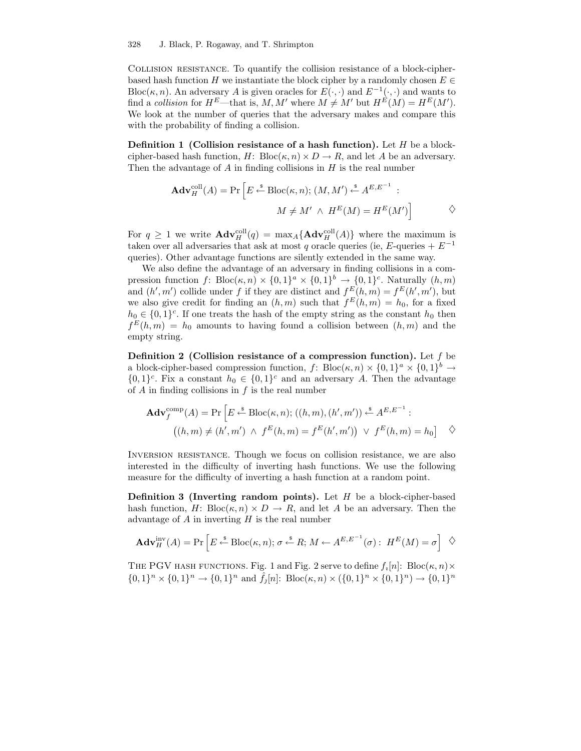COLLISION RESISTANCE. To quantify the collision resistance of a block-cipher-based hash function $H$ we instantiate the block cipher by a randomly chosen $E \in \text{Bloc}(\kappa, n)$. An adversary $A$ is given oracles for $E(\cdot,\cdot)$ and $E^{-1}(\cdot,\cdot)$ and wants to find a *collision* for $H^E$—that is, $M, M'$ where $M \neq M'$ but $H^E(M) = H^E(M')$. We look at the number of queries that the adversary makes and compare this with the probability of finding a collision.

**Definition 1 (Collision resistance of a hash function).** Let $H$ be a block-cipher-based hash function, $H\colon \text{Bloc}(\kappa, n) \times D \to R$, and let $A$ be an adversary. Then the advantage of $A$ in finding collisions in $H$ is the real number

$$\mathbf{Adv}_H^{\text{coll}}(A) = \Pr\Big[E \stackrel{\$}{\leftarrow} \text{Bloc}(\kappa, n);\, (M, M') \stackrel{\$}{\leftarrow} A^{E,E^{-1}} :\; M \neq M' \;\wedge\; H^E(M) = H^E(M')\Big] \qquad \diamondsuit$$

For $q \geq 1$ we write $\mathbf{Adv}_H^{\text{coll}}(q) = \max_A\{\mathbf{Adv}_H^{\text{coll}}(A)\}$ where the maximum is taken over all adversaries that ask at most $q$ oracle queries (ie, $E$-queries + $E^{-1}$ queries). Other advantage functions are silently extended in the same way.

We also define the advantage of an adversary in finding collisions in a compression function $f\colon \text{Bloc}(\kappa, n) \times \{0,1\}^a \times \{0,1\}^b \to \{0,1\}^c$. Naturally $(h, m)$ and $(h', m')$ collide under $f$ if they are distinct and $f^E(h, m) = f^E(h', m')$, but we also give credit for finding an $(h, m)$ such that $f^E(h, m) = h_0$, for a fixed $h_0 \in \{0,1\}^c$. If one treats the hash of the empty string as the constant $h_0$ then $f^E(h, m) = h_0$ amounts to having found a collision between $(h, m)$ and the empty string.

**Definition 2 (Collision resistance of a compression function).** Let $f$ be a block-cipher-based compression function, $f\colon \text{Bloc}(\kappa, n) \times \{0,1\}^a \times \{0,1\}^b \to \{0,1\}^c$. Fix a constant $h_0 \in \{0,1\}^c$ and an adversary $A$. Then the advantage of $A$ in finding collisions in $f$ is the real number

$$\mathbf{Adv}_f^{\text{comp}}(A) = \Pr\Big[E \stackrel{\$}{\leftarrow} \text{Bloc}(\kappa, n);\, ((h, m), (h', m')) \stackrel{\$}{\leftarrow} A^{E,E^{-1}} :\; \big((h, m) \neq (h', m') \;\wedge\; f^E(h, m) = f^E(h', m')\big) \;\vee\; f^E(h, m) = h_0\Big] \qquad \diamondsuit$$

INVERSION RESISTANCE. Though we focus on collision resistance, we are also interested in the difficulty of inverting hash functions. We use the following measure for the difficulty of inverting a hash function at a random point.

**Definition 3 (Inverting random points).** Let $H$ be a block-cipher-based hash function, $H\colon \text{Bloc}(\kappa, n) \times D \to R$, and let $A$ be an adversary. Then the advantage of $A$ in inverting $H$ is the real number

$$\mathbf{Adv}_H^{\text{inv}}(A) = \Pr\Big[E \stackrel{\$}{\leftarrow} \text{Bloc}(\kappa, n);\, \sigma \stackrel{\$}{\leftarrow} R;\, M \leftarrow A^{E,E^{-1}}(\sigma) :\; H^E(M) = \sigma\Big] \qquad \diamondsuit$$

THE PGV HASH FUNCTIONS. Fig. 1 and Fig. 2 serve to define $f_i[n]\colon \text{Bloc}(\kappa, n) \times \{0,1\}^n \times \{0,1\}^n \to \{0,1\}^n$ and $\hat{f}_j[n]\colon \text{Bloc}(\kappa, n) \times (\{0,1\}^n \times \{0,1\}^n) \to \{0,1\}^n$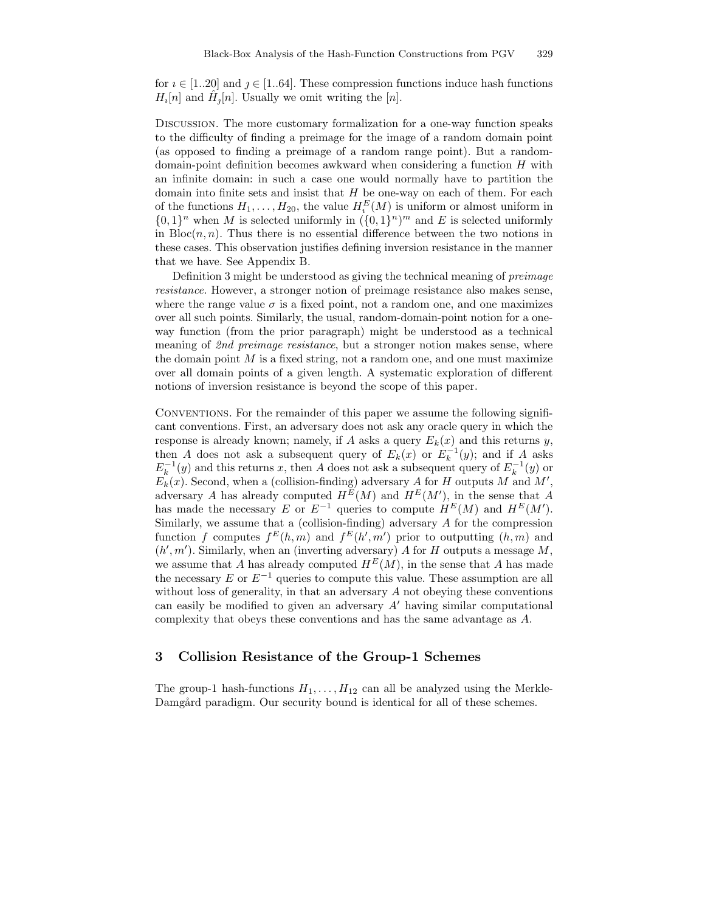for $\imath \in [1..20]$ and $\jmath \in [1..64]$. These compression functions induce hash functions $H_\imath[n]$ and $\hat{H}_\jmath[n]$. Usually we omit writing the $[n]$.

Discussion. The more customary formalization for a one-way function speaks to the difficulty of finding a preimage for the image of a random domain point (as opposed to finding a preimage of a random range point). But a random-domain-point definition becomes awkward when considering a function $H$ with an infinite domain: in such a case one would normally have to partition the domain into finite sets and insist that $H$ be one-way on each of them. For each of the functions $H_1, \ldots, H_{20}$, the value $H_\imath^E(M)$ is uniform or almost uniform in $\{0,1\}^n$ when $M$ is selected uniformly in $(\{0,1\}^n)^m$ and $E$ is selected uniformly in $\mathrm{Bloc}(n,n)$. Thus there is no essential difference between the two notions in these cases. This observation justifies defining inversion resistance in the manner that we have. See Appendix B.

Definition 3 might be understood as giving the technical meaning of *preimage resistance*. However, a stronger notion of preimage resistance also makes sense, where the range value $\sigma$ is a fixed point, not a random one, and one maximizes over all such points. Similarly, the usual, random-domain-point notion for a one-way function (from the prior paragraph) might be understood as a technical meaning of *2nd preimage resistance*, but a stronger notion makes sense, where the domain point $M$ is a fixed string, not a random one, and one must maximize over all domain points of a given length. A systematic exploration of different notions of inversion resistance is beyond the scope of this paper.

Conventions. For the remainder of this paper we assume the following significant conventions. First, an adversary does not ask any oracle query in which the response is already known; namely, if $A$ asks a query $E_k(x)$ and this returns $y$, then $A$ does not ask a subsequent query of $E_k(x)$ or $E_k^{-1}(y)$; and if $A$ asks $E_k^{-1}(y)$ and this returns $x$, then $A$ does not ask a subsequent query of $E_k^{-1}(y)$ or $E_k(x)$. Second, when a (collision-finding) adversary $A$ for $H$ outputs $M$ and $M'$, adversary $A$ has already computed $H^E(M)$ and $H^E(M')$, in the sense that $A$ has made the necessary $E$ or $E^{-1}$ queries to compute $H^E(M)$ and $H^E(M')$. Similarly, we assume that a (collision-finding) adversary $A$ for the compression function $f$ computes $f^E(h,m)$ and $f^E(h',m')$ prior to outputting $(h,m)$ and $(h',m')$. Similarly, when an (inverting adversary) $A$ for $H$ outputs a message $M$, we assume that $A$ has already computed $H^E(M)$, in the sense that $A$ has made the necessary $E$ or $E^{-1}$ queries to compute this value. These assumption are all without loss of generality, in that an adversary $A$ not obeying these conventions can easily be modified to given an adversary $A'$ having similar computational complexity that obeys these conventions and has the same advantage as $A$.

## 3 Collision Resistance of the Group-1 Schemes

The group-1 hash-functions $H_1, \ldots, H_{12}$ can all be analyzed using the Merkle-Damgård paradigm. Our security bound is identical for all of these schemes.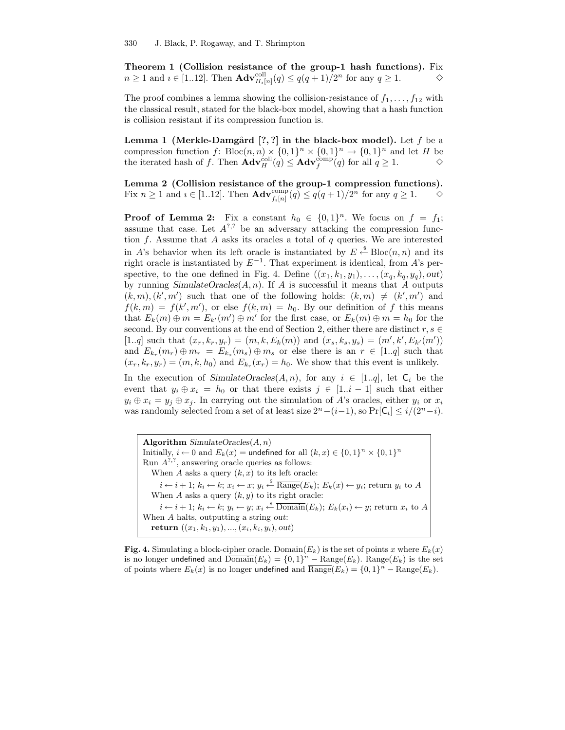**Theorem 1 (Collision resistance of the group-1 hash functions).** Fix $n \geq 1$ and $\imath \in [1..12]$. Then $\mathbf{Adv}^{\mathrm{coll}}_{H_\imath[n]}(q) \leq q(q+1)/2^n$ for any $q \geq 1$. $\diamond$

The proof combines a lemma showing the collision-resistance of $f_1, \ldots, f_{12}$ with the classical result, stated for the black-box model, showing that a hash function is collision resistant if its compression function is.

**Lemma 1 (Merkle-Damgård [?, ?] in the black-box model).** Let $f$ be a compression function $f\colon \mathrm{Bloc}(n,n) \times \{0,1\}^n \times \{0,1\}^n \to \{0,1\}^n$ and let $H$ be the iterated hash of $f$. Then $\mathbf{Adv}^{\mathrm{coll}}_{H}(q) \leq \mathbf{Adv}^{\mathrm{comp}}_{f}(q)$ for all $q \geq 1$. $\diamond$

**Lemma 2 (Collision resistance of the group-1 compression functions).** Fix $n \geq 1$ and $\imath \in [1..12]$. Then $\mathbf{Adv}^{\mathrm{comp}}_{f_\imath[n]}(q) \leq q(q+1)/2^n$ for any $q \geq 1$. $\diamond$

**Proof of Lemma 2:** Fix a constant $h_0 \in \{0,1\}^n$. We focus on $f = f_1$; assume that case. Let $A^{?,?}$ be an adversary attacking the compression function $f$. Assume that $A$ asks its oracles a total of $q$ queries. We are interested in $A$'s behavior when its left oracle is instantiated by $E \xleftarrow{\$} \mathrm{Bloc}(n,n)$ and its right oracle is instantiated by $E^{-1}$. That experiment is identical, from $A$'s perspective, to the one defined in Fig. 4. Define $((x_1,k_1,y_1),\ldots,(x_q,k_q,y_q),out)$ by running *SimulateOracles*$(A,n)$. If $A$ is successful it means that $A$ outputs $(k,m),(k',m')$ such that one of the following holds: $(k,m) \neq (k',m')$ and $f(k,m) = f(k',m')$, or else $f(k,m) = h_0$. By our definition of $f$ this means that $E_k(m) \oplus m = E_{k'}(m') \oplus m'$ for the first case, or $E_k(m) \oplus m = h_0$ for the second. By our conventions at the end of Section 2, either there are distinct $r,s \in [1..q]$ such that $(x_r,k_r,y_r) = (m,k,E_k(m))$ and $(x_s,k_s,y_s) = (m',k',E_{k'}(m'))$ and $E_{k_r}(m_r) \oplus m_r = E_{k_s}(m_s) \oplus m_s$ or else there is an $r \in [1..q]$ such that $(x_r,k_r,y_r) = (m,k,h_0)$ and $E_{k_r}(x_r) = h_0$. We show that this event is unlikely.

In the execution of *SimulateOracles*$(A,n)$, for any $i \in [1..q]$, let $\mathsf{C}_i$ be the event that $y_i \oplus x_i = h_0$ or that there exists $j \in [1..i-1]$ such that either $y_i \oplus x_i = y_j \oplus x_j$. In carrying out the simulation of $A$'s oracles, either $y_i$ or $x_i$ was randomly selected from a set of at least size $2^n-(i-1)$, so $\Pr[\mathsf{C}_i] \leq i/(2^n-i)$.

```
Algorithm SimulateOracles(A, n)
Initially, i ← 0 and E_k(x) = undefined for all (k, x) ∈ {0,1}^n × {0,1}^n
Run A^{?,?}, answering oracle queries as follows:
   When A asks a query (k, x) to its left oracle:
      i ← i + 1; k_i ← k; x_i ← x; y_i ←$ Range‾(E_k); E_k(x) ← y_i; return y_i to A
   When A asks a query (k, y) to its right oracle:
      i ← i + 1; k_i ← k; y_i ← y; x_i ←$ Domain‾(E_k); E_k(x_i) ← y; return x_i to A
When A halts, outputting a string out:
   return ((x_1, k_1, y_1), ..., (x_i, k_i, y_i), out)
```

**Fig. 4.** Simulating a block-cipher oracle. $\mathrm{Domain}(E_k)$ is the set of points $x$ where $E_k(x)$ is no longer undefined and $\overline{\mathrm{Domain}}(E_k) = \{0,1\}^n - \mathrm{Range}(E_k)$. $\mathrm{Range}(E_k)$ is the set of points where $E_k(x)$ is no longer undefined and $\overline{\mathrm{Range}}(E_k) = \{0,1\}^n - \mathrm{Range}(E_k)$.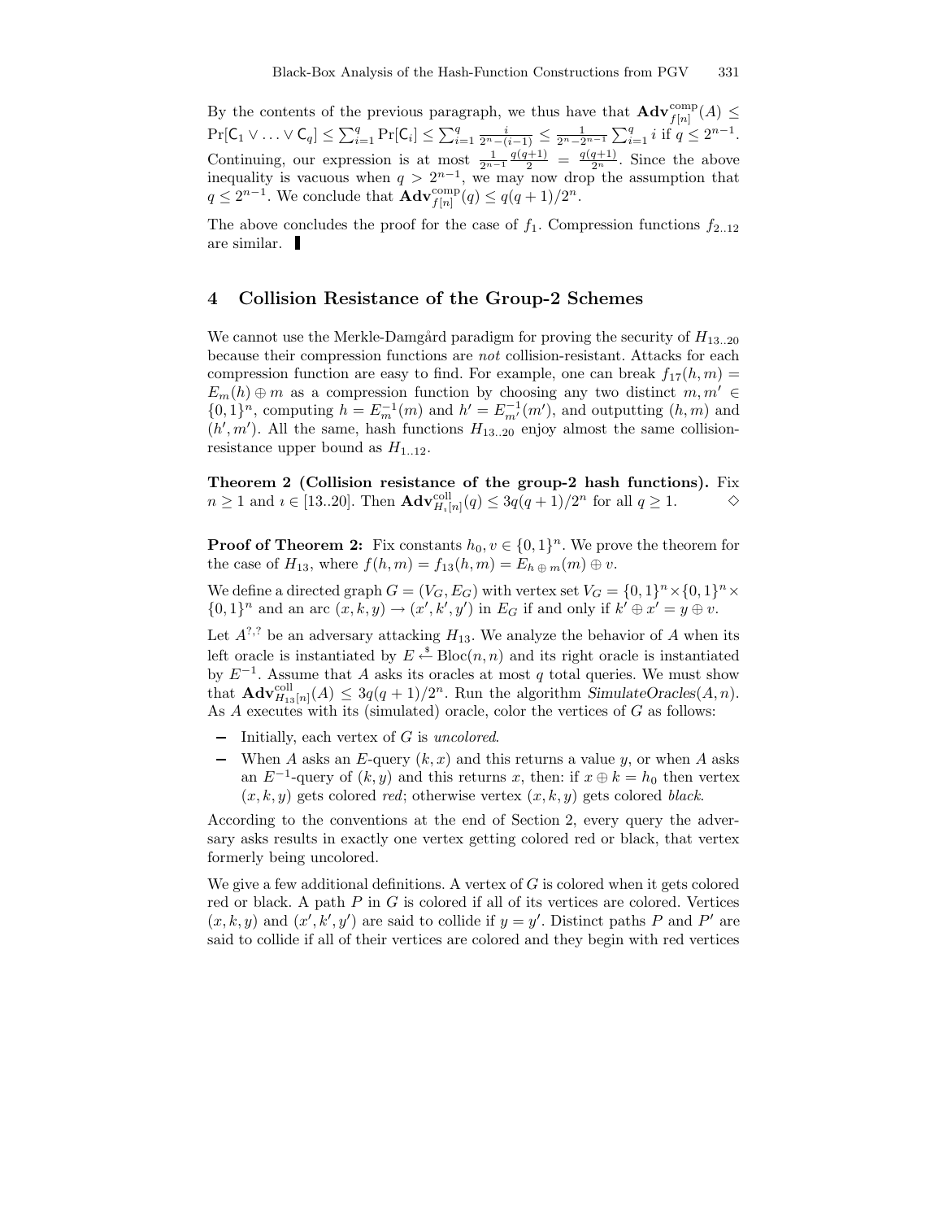By the contents of the previous paragraph, we thus have that $\mathbf{Adv}^{\mathrm{comp}}_{f[n]}(A) \leq \Pr[\mathsf{C}_1 \vee \ldots \vee \mathsf{C}_q] \leq \sum_{i=1}^{q} \Pr[\mathsf{C}_i] \leq \sum_{i=1}^{q} \frac{i}{2^n-(i-1)} \leq \frac{1}{2^n - 2^{n-1}} \sum_{i=1}^{q} i$ if $q \leq 2^{n-1}$. Continuing, our expression is at most $\frac{1}{2^{n-1}} \frac{q(q+1)}{2} = \frac{q(q+1)}{2^n}$. Since the above inequality is vacuous when $q > 2^{n-1}$, we may now drop the assumption that $q \leq 2^{n-1}$. We conclude that $\mathbf{Adv}^{\mathrm{comp}}_{f[n]}(q) \leq q(q+1)/2^n$.

The above concludes the proof for the case of $f_1$. Compression functions $f_{2..12}$ are similar. ▮

## 4 Collision Resistance of the Group-2 Schemes

We cannot use the Merkle-Damgård paradigm for proving the security of $H_{13..20}$ because their compression functions are *not* collision-resistant. Attacks for each compression function are easy to find. For example, one can break $f_{17}(h,m) = E_m(h) \oplus m$ as a compression function by choosing any two distinct $m, m' \in \{0,1\}^n$, computing $h = E_m^{-1}(m)$ and $h' = E_{m'}^{-1}(m')$, and outputting $(h,m)$ and $(h',m')$. All the same, hash functions $H_{13..20}$ enjoy almost the same collision-resistance upper bound as $H_{1..12}$.

**Theorem 2 (Collision resistance of the group-2 hash functions).** Fix $n \geq 1$ and $\imath \in [13..20]$. Then $\mathbf{Adv}^{\mathrm{coll}}_{H_\imath[n]}(q) \leq 3q(q+1)/2^n$ for all $q \geq 1$. $\diamond$

**Proof of Theorem 2:** Fix constants $h_0, v \in \{0,1\}^n$. We prove the theorem for the case of $H_{13}$, where $f(h,m) = f_{13}(h,m) = E_{h \oplus m}(m) \oplus v$.

We define a directed graph $G = (V_G, E_G)$ with vertex set $V_G = \{0,1\}^n \times \{0,1\}^n \times \{0,1\}^n$ and an arc $(x,k,y) \to (x',k',y')$ in $E_G$ if and only if $k' \oplus x' = y \oplus v$.

Let $A^{?,?}$ be an adversary attacking $H_{13}$. We analyze the behavior of $A$ when its left oracle is instantiated by $E \xleftarrow{\$} \mathrm{Bloc}(n,n)$ and its right oracle is instantiated by $E^{-1}$. Assume that $A$ asks its oracles at most $q$ total queries. We must show that $\mathbf{Adv}^{\mathrm{coll}}_{H_{13}[n]}(A) \leq 3q(q+1)/2^n$. Run the algorithm *SimulateOracles*$(A,n)$. As $A$ executes with its (simulated) oracle, color the vertices of $G$ as follows:

- Initially, each vertex of $G$ is *uncolored*.
- When $A$ asks an $E$-query $(k,x)$ and this returns a value $y$, or when $A$ asks an $E^{-1}$-query of $(k,y)$ and this returns $x$, then: if $x \oplus k = h_0$ then vertex $(x,k,y)$ gets colored *red*; otherwise vertex $(x,k,y)$ gets colored *black*.

According to the conventions at the end of Section 2, every query the adversary asks results in exactly one vertex getting colored red or black, that vertex formerly being uncolored.

We give a few additional definitions. A vertex of $G$ is colored when it gets colored red or black. A path $P$ in $G$ is colored if all of its vertices are colored. Vertices $(x,k,y)$ and $(x',k',y')$ are said to collide if $y = y'$. Distinct paths $P$ and $P'$ are said to collide if all of their vertices are colored and they begin with red vertices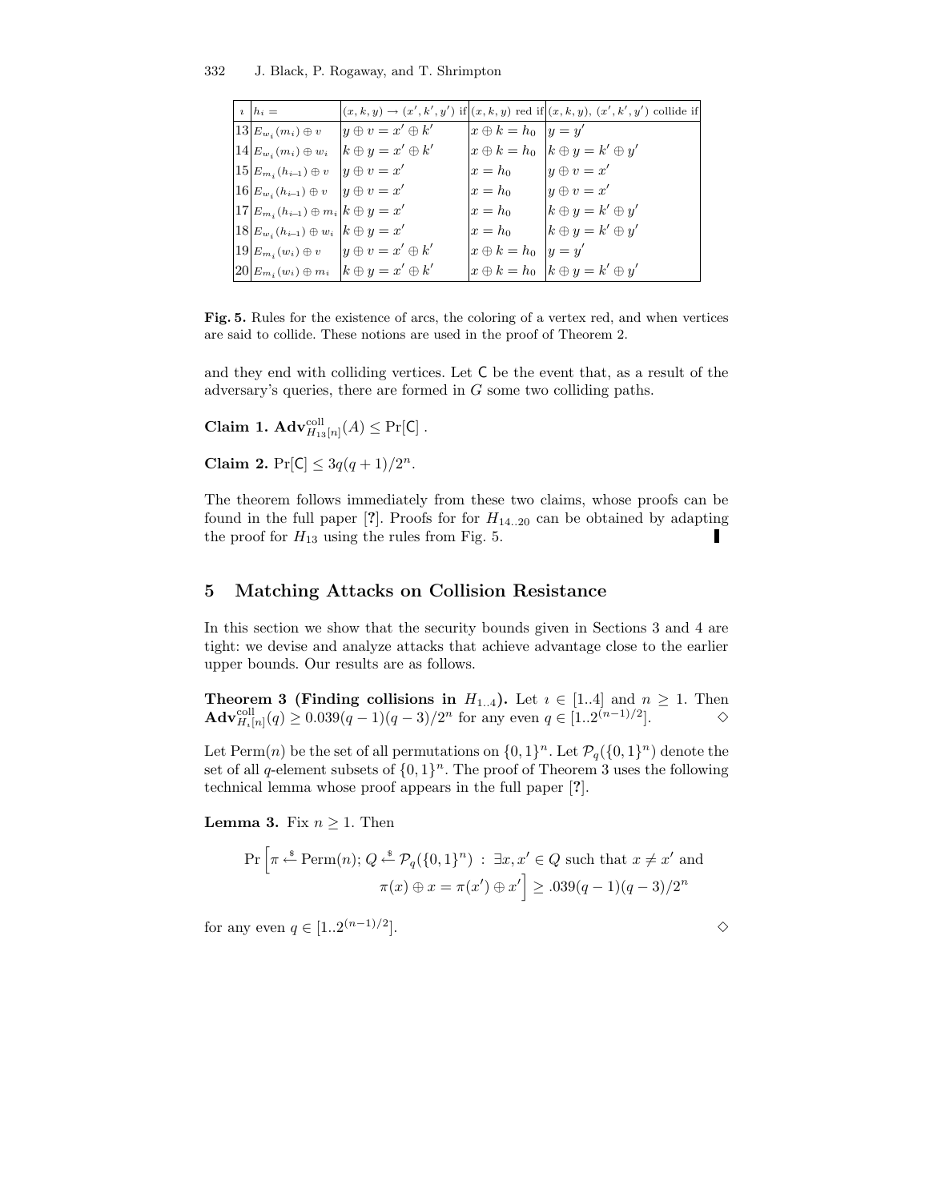| $\imath$ | $h_i =$ | $(x,k,y) \to (x',k',y')$ if | $(x,k,y)$ red if | $(x,k,y)$, $(x',k',y')$ collide if |
|---|---|---|---|---|
| 13 | $E_{w_i}(m_i) \oplus v$ | $y \oplus v = x' \oplus k'$ | $x \oplus k = h_0$ | $y = y'$ |
| 14 | $E_{w_i}(m_i) \oplus w_i$ | $k \oplus y = x' \oplus k'$ | $x \oplus k = h_0$ | $k \oplus y = k' \oplus y'$ |
| 15 | $E_{m_i}(h_{i-1}) \oplus v$ | $y \oplus v = x'$ | $x = h_0$ | $y \oplus v = x'$ |
| 16 | $E_{w_i}(h_{i-1}) \oplus v$ | $y \oplus v = x'$ | $x = h_0$ | $y \oplus v = x'$ |
| 17 | $E_{m_i}(h_{i-1}) \oplus m_i$ | $k \oplus y = x'$ | $x = h_0$ | $k \oplus y = k' \oplus y'$ |
| 18 | $E_{w_i}(h_{i-1}) \oplus w_i$ | $k \oplus y = x'$ | $x = h_0$ | $k \oplus y = k' \oplus y'$ |
| 19 | $E_{m_i}(w_i) \oplus v$ | $y \oplus v = x' \oplus k'$ | $x \oplus k = h_0$ | $y = y'$ |
| 20 | $E_{m_i}(w_i) \oplus m_i$ | $k \oplus y = x' \oplus k'$ | $x \oplus k = h_0$ | $k \oplus y = k' \oplus y'$ |

**Fig. 5.** Rules for the existence of arcs, the coloring of a vertex red, and when vertices are said to collide. These notions are used in the proof of Theorem 2.

and they end with colliding vertices. Let $\mathsf{C}$ be the event that, as a result of the adversary's queries, there are formed in $G$ some two colliding paths.

**Claim 1.** $\mathbf{Adv}^{\mathrm{coll}}_{H_{13}[n]}(A) \leq \Pr[\mathsf{C}]$ .

**Claim 2.** $\Pr[\mathsf{C}] \leq 3q(q+1)/2^n$.

The theorem follows immediately from these two claims, whose proofs can be found in the full paper [?]. Proofs for for $H_{14..20}$ can be obtained by adapting the proof for $H_{13}$ using the rules from Fig. 5. ∎

## 5 Matching Attacks on Collision Resistance

In this section we show that the security bounds given in Sections 3 and 4 are tight: we devise and analyze attacks that achieve advantage close to the earlier upper bounds. Our results are as follows.

**Theorem 3 (Finding collisions in $H_{1..4}$).** Let $\imath \in [1..4]$ and $n \geq 1$. Then $\mathbf{Adv}^{\mathrm{coll}}_{H_\imath[n]}(q) \geq 0.039(q-1)(q-3)/2^n$ for any even $q \in [1..2^{(n-1)/2}]$. ◇

Let $\mathrm{Perm}(n)$ be the set of all permutations on $\{0,1\}^n$. Let $\mathcal{P}_q(\{0,1\}^n)$ denote the set of all $q$-element subsets of $\{0,1\}^n$. The proof of Theorem 3 uses the following technical lemma whose proof appears in the full paper [?].

**Lemma 3.** Fix $n \geq 1$. Then

$$\Pr\Big[\pi \xleftarrow{\$} \mathrm{Perm}(n); Q \xleftarrow{\$} \mathcal{P}_q(\{0,1\}^n) \;:\; \exists x, x' \in Q \text{ such that } x \neq x' \text{ and } \pi(x) \oplus x = \pi(x') \oplus x'\Big] \geq .039(q-1)(q-3)/2^n$$

for any even $q \in [1..2^{(n-1)/2}]$. ◇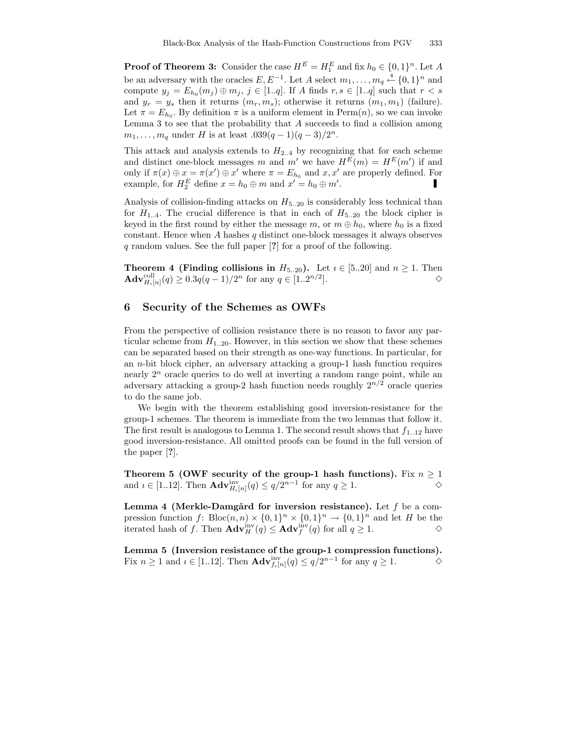**Proof of Theorem 3:** Consider the case $H^E = H_1^E$ and fix $h_0 \in \{0,1\}^n$. Let $A$ be an adversary with the oracles $E, E^{-1}$. Let $A$ select $m_1, \ldots, m_q \stackrel{\$}{\leftarrow} \{0,1\}^n$ and compute $y_j = E_{h_0}(m_j) \oplus m_j$, $j \in [1..q]$. If $A$ finds $r, s \in [1..q]$ such that $r < s$ and $y_r = y_s$ then it returns $(m_r, m_s)$; otherwise it returns $(m_1, m_1)$ (failure). Let $\pi = E_{h_0}$. By definition $\pi$ is a uniform element in $\mathrm{Perm}(n)$, so we can invoke Lemma 3 to see that the probability that $A$ succeeds to find a collision among $m_1, \ldots, m_q$ under $H$ is at least $.039(q-1)(q-3)/2^n$.

This attack and analysis extends to $H_{2..4}$ by recognizing that for each scheme and distinct one-block messages $m$ and $m'$ we have $H^E(m) = H^E(m')$ if and only if $\pi(x) \oplus x = \pi(x') \oplus x'$ where $\pi = E_{h_0}$ and $x, x'$ are properly defined. For example, for $H_2^E$ define $x = h_0 \oplus m$ and $x' = h_0 \oplus m'$. ∎

Analysis of collision-finding attacks on $H_{5..20}$ is considerably less technical than for $H_{1..4}$. The crucial difference is that in each of $H_{5..20}$ the block cipher is keyed in the first round by either the message $m$, or $m \oplus h_0$, where $h_0$ is a fixed constant. Hence when $A$ hashes $q$ distinct one-block messages it always observes $q$ random values. See the full paper [**?**] for a proof of the following.

**Theorem 4 (Finding collisions in $H_{5..20}$).** Let $\imath \in [5..20]$ and $n \geq 1$. Then $\mathbf{Adv}^{\mathrm{coll}}_{H_\imath[n]}(q) \geq 0.3q(q-1)/2^n$ for any $q \in [1..2^{n/2}]$. ◇

## 6 Security of the Schemes as OWFs

From the perspective of collision resistance there is no reason to favor any particular scheme from $H_{1..20}$. However, in this section we show that these schemes can be separated based on their strength as one-way functions. In particular, for an $n$-bit block cipher, an adversary attacking a group-1 hash function requires nearly $2^n$ oracle queries to do well at inverting a random range point, while an adversary attacking a group-2 hash function needs roughly $2^{n/2}$ oracle queries to do the same job.

We begin with the theorem establishing good inversion-resistance for the group-1 schemes. The theorem is immediate from the two lemmas that follow it. The first result is analogous to Lemma 1. The second result shows that $f_{1..12}$ have good inversion-resistance. All omitted proofs can be found in the full version of the paper [**?**].

**Theorem 5 (OWF security of the group-1 hash functions).** Fix $n \geq 1$ and $\imath \in [1..12]$. Then $\mathbf{Adv}^{\mathrm{inv}}_{H_\imath[n]}(q) \leq q/2^{n-1}$ for any $q \geq 1$. ◇

**Lemma 4 (Merkle-Damgård for inversion resistance).** Let $f$ be a compression function $f\colon \mathrm{Bloc}(n,n) \times \{0,1\}^n \times \{0,1\}^n \to \{0,1\}^n$ and let $H$ be the iterated hash of $f$. Then $\mathbf{Adv}^{\mathrm{inv}}_H(q) \leq \mathbf{Adv}^{\mathrm{inv}}_f(q)$ for all $q \geq 1$. ◇

**Lemma 5 (Inversion resistance of the group-1 compression functions).** Fix $n \geq 1$ and $\imath \in [1..12]$. Then $\mathbf{Adv}^{\mathrm{inv}}_{f_\imath[n]}(q) \leq q/2^{n-1}$ for any $q \geq 1$. ◇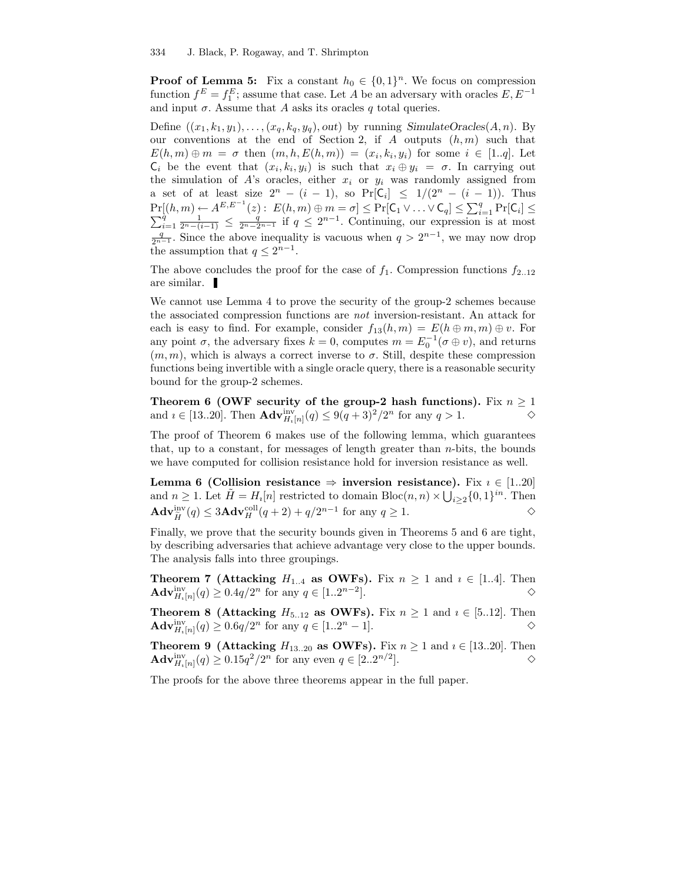**Proof of Lemma 5:** Fix a constant $h_0 \in \{0,1\}^n$. We focus on compression function $f^E = f_1^E$; assume that case. Let $A$ be an adversary with oracles $E, E^{-1}$ and input $\sigma$. Assume that $A$ asks its oracles $q$ total queries.

Define $((x_1, k_1, y_1), \ldots, (x_q, k_q, y_q), out)$ by running *SimulateOracles*$(A, n)$. By our conventions at the end of Section 2, if $A$ outputs $(h, m)$ such that $E(h, m) \oplus m = \sigma$ then $(m, h, E(h, m)) = (x_i, k_i, y_i)$ for some $i \in [1..q]$. Let $\mathsf{C}_i$ be the event that $(x_i, k_i, y_i)$ is such that $x_i \oplus y_i = \sigma$. In carrying out the simulation of $A$'s oracles, either $x_i$ or $y_i$ was randomly assigned from a set of at least size $2^n - (i-1)$, so $\Pr[\mathsf{C}_i] \leq 1/(2^n - (i-1))$. Thus $\Pr[(h, m) \leftarrow A^{E,E^{-1}}(z) : E(h, m) \oplus m = \sigma] \leq \Pr[\mathsf{C}_1 \vee \ldots \vee \mathsf{C}_q] \leq \sum_{i=1}^{q} \Pr[\mathsf{C}_i] \leq \sum_{i=1}^{q} \frac{1}{2^n - (i-1)} \leq \frac{q}{2^n - 2^{n-1}}$ if $q \leq 2^{n-1}$. Continuing, our expression is at most $\frac{q}{2^{n-1}}$. Since the above inequality is vacuous when $q > 2^{n-1}$, we may now drop the assumption that $q \leq 2^{n-1}$.

The above concludes the proof for the case of $f_1$. Compression functions $f_{2..12}$ are similar. ▮

We cannot use Lemma 4 to prove the security of the group-2 schemes because the associated compression functions are *not* inversion-resistant. An attack for each is easy to find. For example, consider $f_{13}(h, m) = E(h \oplus m, m) \oplus v$. For any point $\sigma$, the adversary fixes $k = 0$, computes $m = E_0^{-1}(\sigma \oplus v)$, and returns $(m, m)$, which is always a correct inverse to $\sigma$. Still, despite these compression functions being invertible with a single oracle query, there is a reasonable security bound for the group-2 schemes.

**Theorem 6 (OWF security of the group-2 hash functions).** Fix $n \geq 1$ and $\imath \in [13..20]$. Then $\mathbf{Adv}^{\mathrm{inv}}_{H_\imath[n]}(q) \leq 9(q+3)^2/2^n$ for any $q > 1$. ◇

The proof of Theorem 6 makes use of the following lemma, which guarantees that, up to a constant, for messages of length greater than $n$-bits, the bounds we have computed for collision resistance hold for inversion resistance as well.

**Lemma 6 (Collision resistance ⇒ inversion resistance).** Fix $\imath \in [1..20]$ and $n \geq 1$. Let $\tilde{H} = H_\imath[n]$ restricted to domain $\mathrm{Bloc}(n, n) \times \bigcup_{i \geq 2} \{0,1\}^{in}$. Then $\mathbf{Adv}^{\mathrm{inv}}_{\tilde{H}}(q) \leq 3\mathbf{Adv}^{\mathrm{coll}}_{H}(q+2) + q/2^{n-1}$ for any $q \geq 1$. ◇

Finally, we prove that the security bounds given in Theorems 5 and 6 are tight, by describing adversaries that achieve advantage very close to the upper bounds. The analysis falls into three groupings.

**Theorem 7 (Attacking $H_{1..4}$ as OWFs).** Fix $n \geq 1$ and $\imath \in [1..4]$. Then $\mathbf{Adv}^{\mathrm{inv}}_{H_\imath[n]}(q) \geq 0.4q/2^n$ for any $q \in [1..2^{n-2}]$. ◇

**Theorem 8 (Attacking $H_{5..12}$ as OWFs).** Fix $n \geq 1$ and $\imath \in [5..12]$. Then $\mathbf{Adv}^{\mathrm{inv}}_{H_\imath[n]}(q) \geq 0.6q/2^n$ for any $q \in [1..2^n - 1]$. ◇

**Theorem 9 (Attacking $H_{13..20}$ as OWFs).** Fix $n \geq 1$ and $\imath \in [13..20]$. Then $\mathbf{Adv}^{\mathrm{inv}}_{H_\imath[n]}(q) \geq 0.15q^2/2^n$ for any even $q \in [2..2^{n/2}]$. ◇

The proofs for the above three theorems appear in the full paper.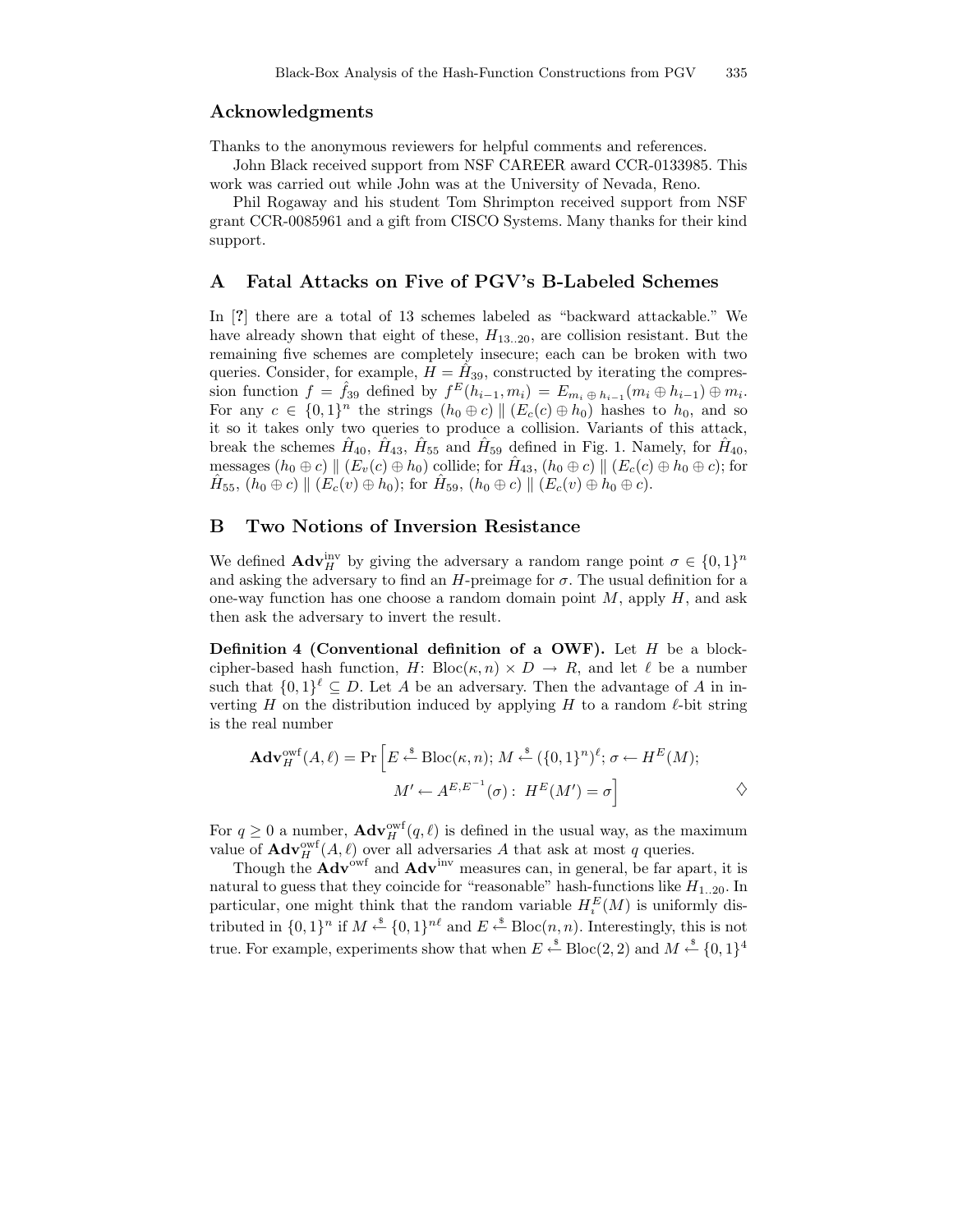## Acknowledgments

Thanks to the anonymous reviewers for helpful comments and references.

John Black received support from NSF CAREER award CCR-0133985. This work was carried out while John was at the University of Nevada, Reno.

Phil Rogaway and his student Tom Shrimpton received support from NSF grant CCR-0085961 and a gift from CISCO Systems. Many thanks for their kind support.

## A Fatal Attacks on Five of PGV's B-Labeled Schemes

In [?] there are a total of 13 schemes labeled as "backward attackable." We have already shown that eight of these, $H_{13..20}$, are collision resistant. But the remaining five schemes are completely insecure; each can be broken with two queries. Consider, for example, $H = \hat{H}_{39}$, constructed by iterating the compression function $f = \hat{f}_{39}$ defined by $f^E(h_{i-1}, m_i) = E_{m_i \oplus h_{i-1}}(m_i \oplus h_{i-1}) \oplus m_i$. For any $c \in \{0,1\}^n$ the strings $(h_0 \oplus c) \parallel (E_c(c) \oplus h_0)$ hashes to $h_0$, and so it so it takes only two queries to produce a collision. Variants of this attack, break the schemes $\hat{H}_{40}$, $\hat{H}_{43}$, $\hat{H}_{55}$ and $\hat{H}_{59}$ defined in Fig. 1. Namely, for $\hat{H}_{40}$, messages $(h_0 \oplus c) \parallel (E_v(c) \oplus h_0)$ collide; for $\hat{H}_{43}$, $(h_0 \oplus c) \parallel (E_c(c) \oplus h_0 \oplus c)$; for $\hat{H}_{55}$, $(h_0 \oplus c) \parallel (E_c(v) \oplus h_0)$; for $\hat{H}_{59}$, $(h_0 \oplus c) \parallel (E_c(v) \oplus h_0 \oplus c)$.

## B Two Notions of Inversion Resistance

We defined $\mathbf{Adv}_H^{\text{inv}}$ by giving the adversary a random range point $\sigma \in \{0,1\}^n$ and asking the adversary to find an $H$-preimage for $\sigma$. The usual definition for a one-way function has one choose a random domain point $M$, apply $H$, and ask then ask the adversary to invert the result.

**Definition 4 (Conventional definition of a OWF).** Let $H$ be a block-cipher-based hash function, $H\colon \text{Bloc}(\kappa, n) \times D \to R$, and let $\ell$ be a number such that $\{0,1\}^\ell \subseteq D$. Let $A$ be an adversary. Then the advantage of $A$ in inverting $H$ on the distribution induced by applying $H$ to a random $\ell$-bit string is the real number

$$\mathbf{Adv}_H^{\text{owf}}(A, \ell) = \Pr\Big[E \xleftarrow{\$} \text{Bloc}(\kappa, n);\ M \xleftarrow{\$} (\{0,1\}^n)^\ell;\ \sigma \leftarrow H^E(M);\ M' \leftarrow A^{E,E^{-1}}(\sigma):\ H^E(M') = \sigma\Big] \qquad \diamondsuit$$

For $q \geq 0$ a number, $\mathbf{Adv}_H^{\text{owf}}(q, \ell)$ is defined in the usual way, as the maximum value of $\mathbf{Adv}_H^{\text{owf}}(A, \ell)$ over all adversaries $A$ that ask at most $q$ queries.

Though the $\mathbf{Adv}^{\text{owf}}$ and $\mathbf{Adv}^{\text{inv}}$ measures can, in general, be far apart, it is natural to guess that they coincide for "reasonable" hash-functions like $H_{1..20}$. In particular, one might think that the random variable $H_i^E(M)$ is uniformly distributed in $\{0,1\}^n$ if $M \xleftarrow{\$} \{0,1\}^{n\ell}$ and $E \xleftarrow{\$} \text{Bloc}(n, n)$. Interestingly, this is not true. For example, experiments show that when $E \xleftarrow{\$} \text{Bloc}(2, 2)$ and $M \xleftarrow{\$} \{0,1\}^4$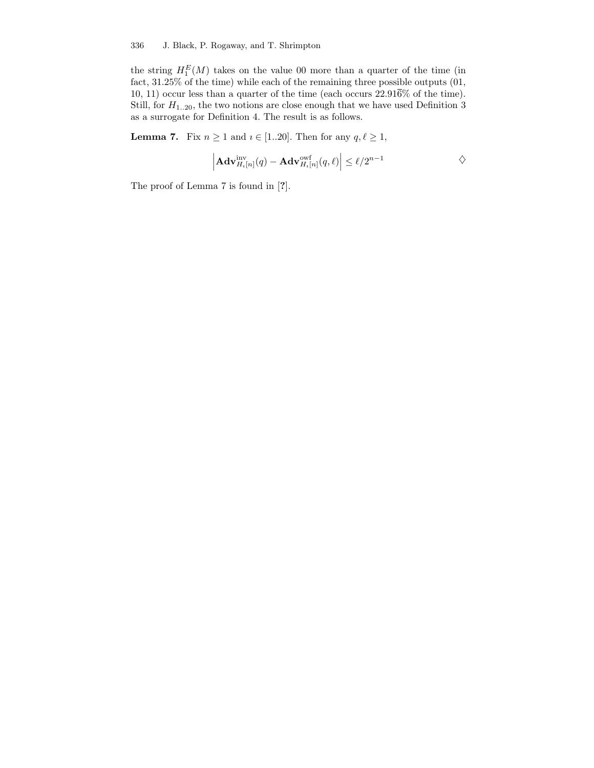the string $H_1^E(M)$ takes on the value 00 more than a quarter of the time (in fact, 31.25% of the time) while each of the remaining three possible outputs (01, 10, 11) occur less than a quarter of the time (each occurs $22.91\overline{6}$% of the time). Still, for $H_{1..20}$, the two notions are close enough that we have used Definition 3 as a surrogate for Definition 4. The result is as follows.

**Lemma 7.** Fix $n \geq 1$ and $\imath \in [1..20]$. Then for any $q, \ell \geq 1$,

$$\left|\mathbf{Adv}^{\mathrm{inv}}_{H_\imath[n]}(q) - \mathbf{Adv}^{\mathrm{owf}}_{H_\imath[n]}(q, \ell)\right| \leq \ell/2^{n-1} \qquad \diamondsuit$$

The proof of Lemma 7 is found in [**?**].